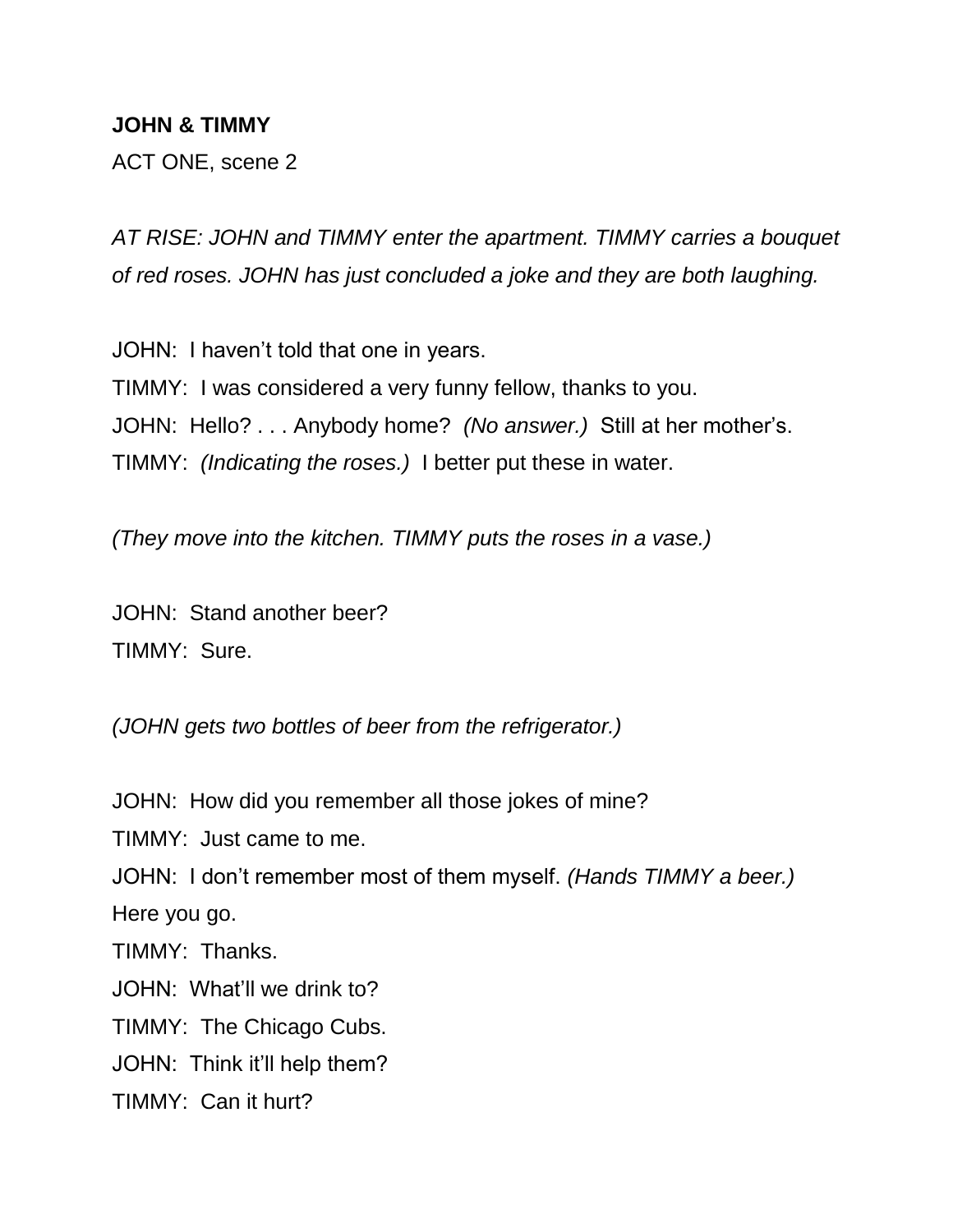**JOHN & TIMMY**

ACT ONE, scene 2

*AT RISE: JOHN and TIMMY enter the apartment. TIMMY carries a bouquet of red roses. JOHN has just concluded a joke and they are both laughing.*

JOHN: I haven't told that one in years.

TIMMY: I was considered a very funny fellow, thanks to you.

JOHN: Hello? . . . Anybody home? *(No answer.)* Still at her mother's.

TIMMY: *(Indicating the roses.)* I better put these in water.

*(They move into the kitchen. TIMMY puts the roses in a vase.)*

JOHN: Stand another beer?

TIMMY: Sure.

*(JOHN gets two bottles of beer from the refrigerator.)*

JOHN: How did you remember all those jokes of mine?

TIMMY: Just came to me.

JOHN: I don't remember most of them myself. *(Hands TIMMY a beer.)* Here you go.

TIMMY: Thanks.

JOHN: What'll we drink to?

TIMMY: The Chicago Cubs.

JOHN: Think it'll help them?

TIMMY: Can it hurt?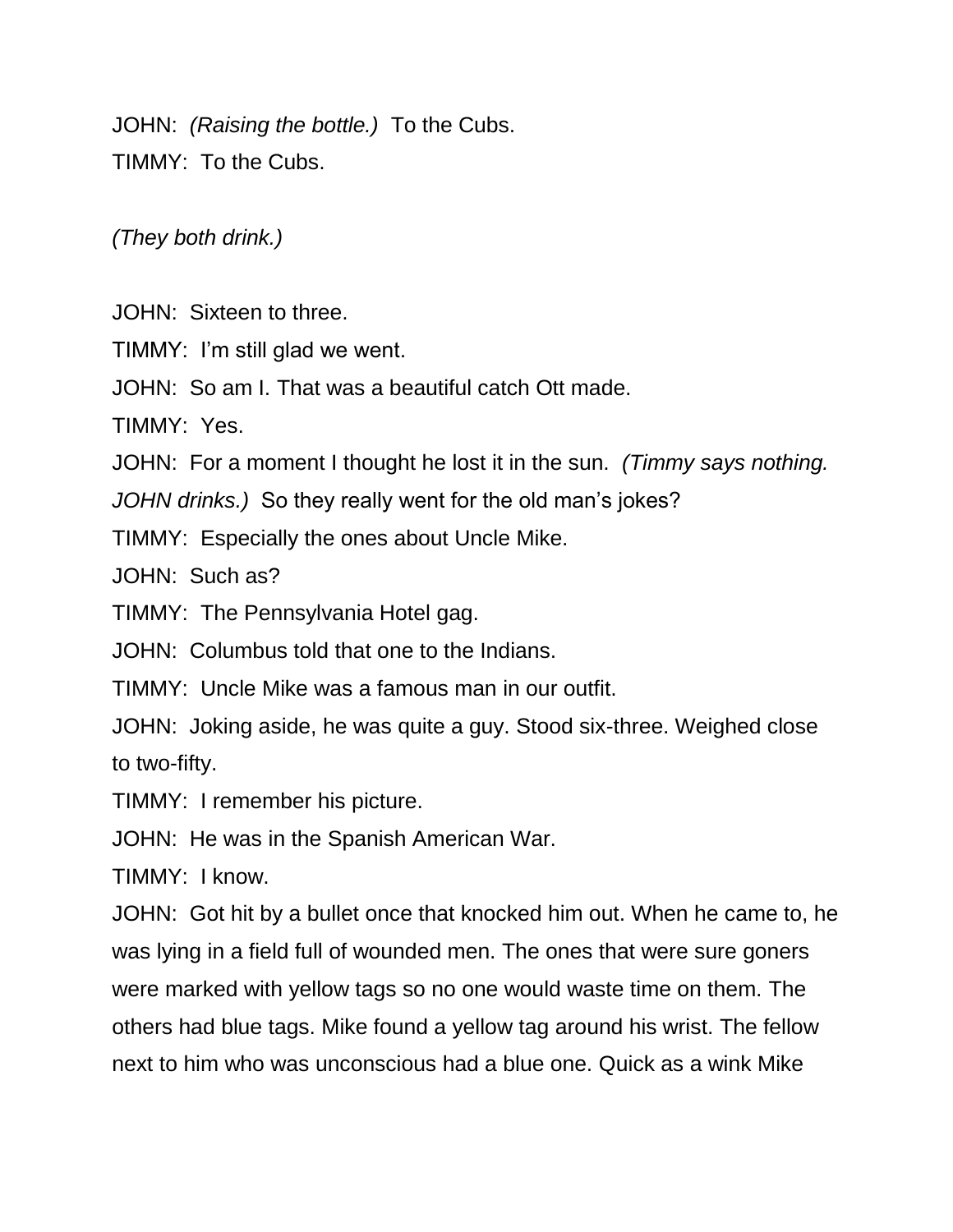JOHN:  *(Raising the bottle.)*  To the Cubs.

TIMMY:  To the Cubs.

*(They both drink.)*

JOHN:  Sixteen to three.

TIMMY:  I'm still glad we went.

JOHN:  So am I. That was a beautiful catch Ott made.

TIMMY:  Yes.

JOHN:  For a moment I thought he lost it in the sun.  *(Timmy says nothing. JOHN drinks.)*  So they really went for the old man's jokes?

TIMMY:  Especially the ones about Uncle Mike.

JOHN:  Such as?

TIMMY:  The Pennsylvania Hotel gag.

JOHN:  Columbus told that one to the Indians.

TIMMY:  Uncle Mike was a famous man in our outfit.

JOHN:  Joking aside, he was quite a guy. Stood six-three. Weighed close to two-fifty.

TIMMY:  I remember his picture.

JOHN:  He was in the Spanish American War.

TIMMY:  I know.

JOHN:  Got hit by a bullet once that knocked him out. When he came to, he was lying in a field full of wounded men. The ones that were sure goners were marked with yellow tags so no one would waste time on them. The others had blue tags. Mike found a yellow tag around his wrist. The fellow next to him who was unconscious had a blue one. Quick as a wink Mike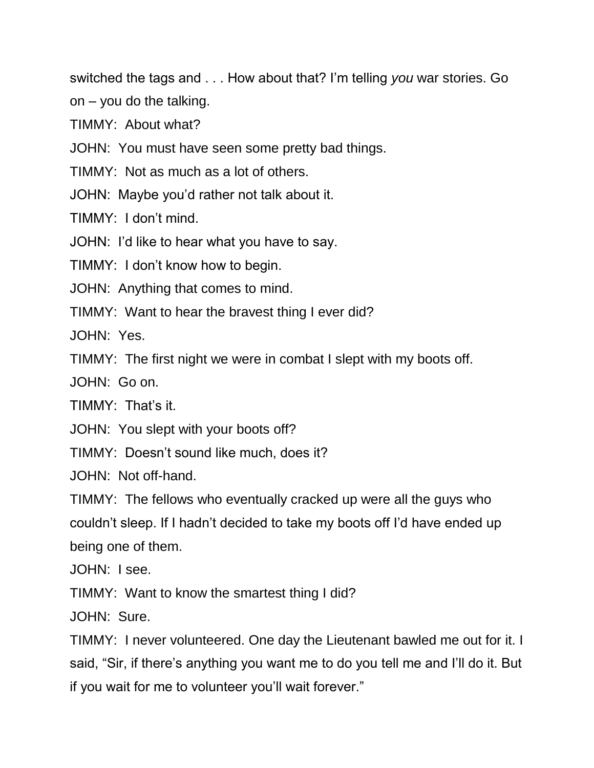switched the tags and . . . How about that? I'm telling *you* war stories. Go on – you do the talking.

TIMMY: About what?

JOHN: You must have seen some pretty bad things.

TIMMY: Not as much as a lot of others.

JOHN: Maybe you'd rather not talk about it.

TIMMY: I don't mind.

JOHN: I'd like to hear what you have to say.

TIMMY: I don't know how to begin.

JOHN: Anything that comes to mind.

TIMMY: Want to hear the bravest thing I ever did?

JOHN: Yes.

TIMMY: The first night we were in combat I slept with my boots off.

JOHN: Go on.

TIMMY: That's it.

JOHN: You slept with your boots off?

TIMMY: Doesn't sound like much, does it?

JOHN: Not off-hand.

TIMMY: The fellows who eventually cracked up were all the guys who couldn't sleep. If I hadn't decided to take my boots off I'd have ended up being one of them.

JOHN: I see.

TIMMY: Want to know the smartest thing I did?

JOHN: Sure.

TIMMY: I never volunteered. One day the Lieutenant bawled me out for it. I said, "Sir, if there's anything you want me to do you tell me and I'll do it. But if you wait for me to volunteer you'll wait forever."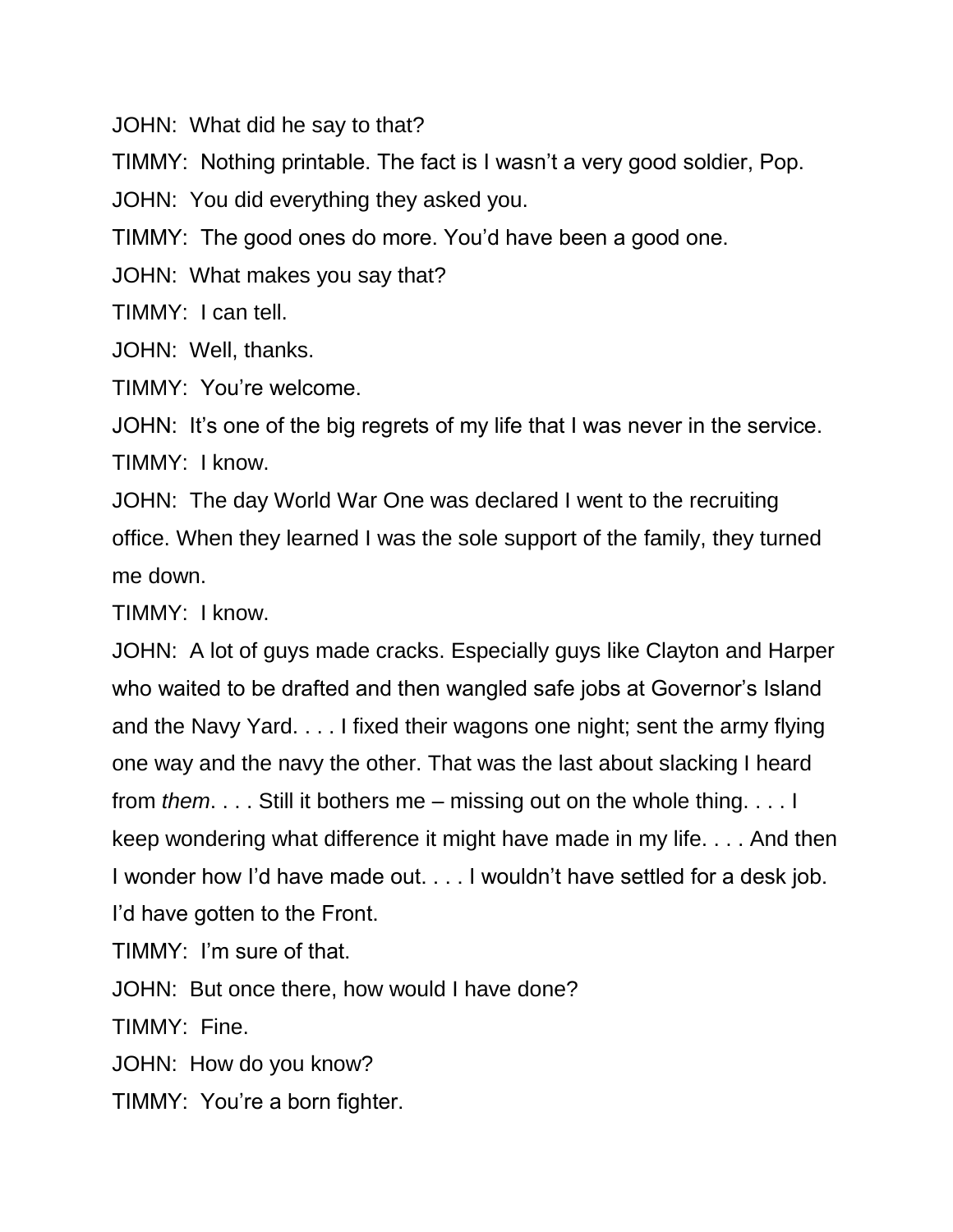JOHN: What did he say to that?

TIMMY: Nothing printable. The fact is I wasn't a very good soldier, Pop.

JOHN: You did everything they asked you.

TIMMY: The good ones do more. You'd have been a good one.

JOHN: What makes you say that?

TIMMY: I can tell.

JOHN: Well, thanks.

TIMMY: You're welcome.

JOHN: It's one of the big regrets of my life that I was never in the service.

TIMMY: I know.

JOHN: The day World War One was declared I went to the recruiting office. When they learned I was the sole support of the family, they turned me down.

TIMMY: I know.

JOHN: A lot of guys made cracks. Especially guys like Clayton and Harper who waited to be drafted and then wangled safe jobs at Governor's Island and the Navy Yard. . . . I fixed their wagons one night; sent the army flying one way and the navy the other. That was the last about slacking I heard from *them*. . . . Still it bothers me – missing out on the whole thing. . . . I keep wondering what difference it might have made in my life. . . . And then I wonder how I'd have made out. . . . I wouldn't have settled for a desk job. I'd have gotten to the Front.

TIMMY: I'm sure of that.

JOHN: But once there, how would I have done?

TIMMY: Fine.

JOHN: How do you know?

TIMMY: You're a born fighter.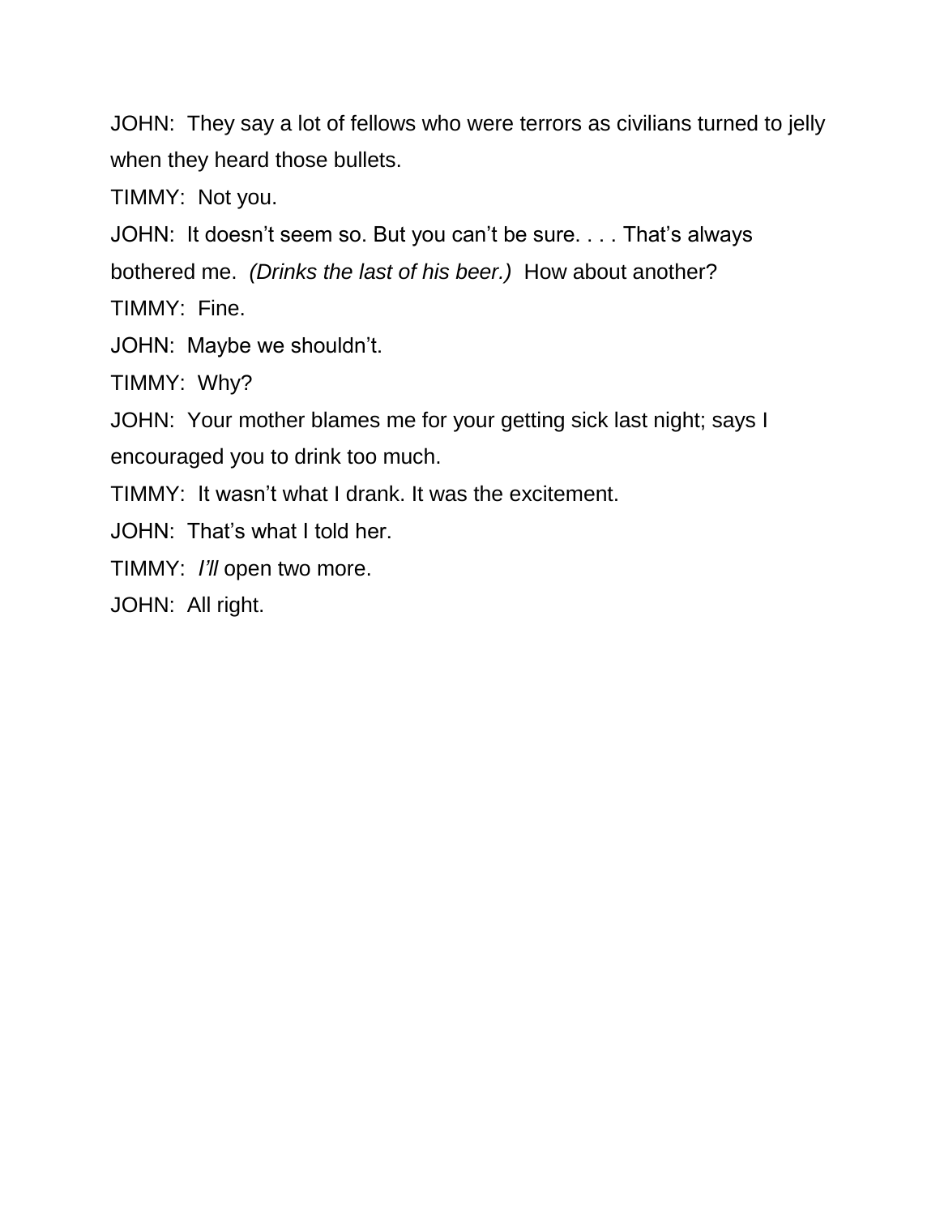JOHN: They say a lot of fellows who were terrors as civilians turned to jelly when they heard those bullets.

TIMMY: Not you.

JOHN: It doesn't seem so. But you can't be sure. . . . That's always bothered me. *(Drinks the last of his beer.)* How about another?

TIMMY: Fine.

JOHN: Maybe we shouldn't.

TIMMY: Why?

JOHN: Your mother blames me for your getting sick last night; says I encouraged you to drink too much.

TIMMY: It wasn't what I drank. It was the excitement.

JOHN: That's what I told her.

TIMMY: *I'll* open two more.

JOHN: All right.